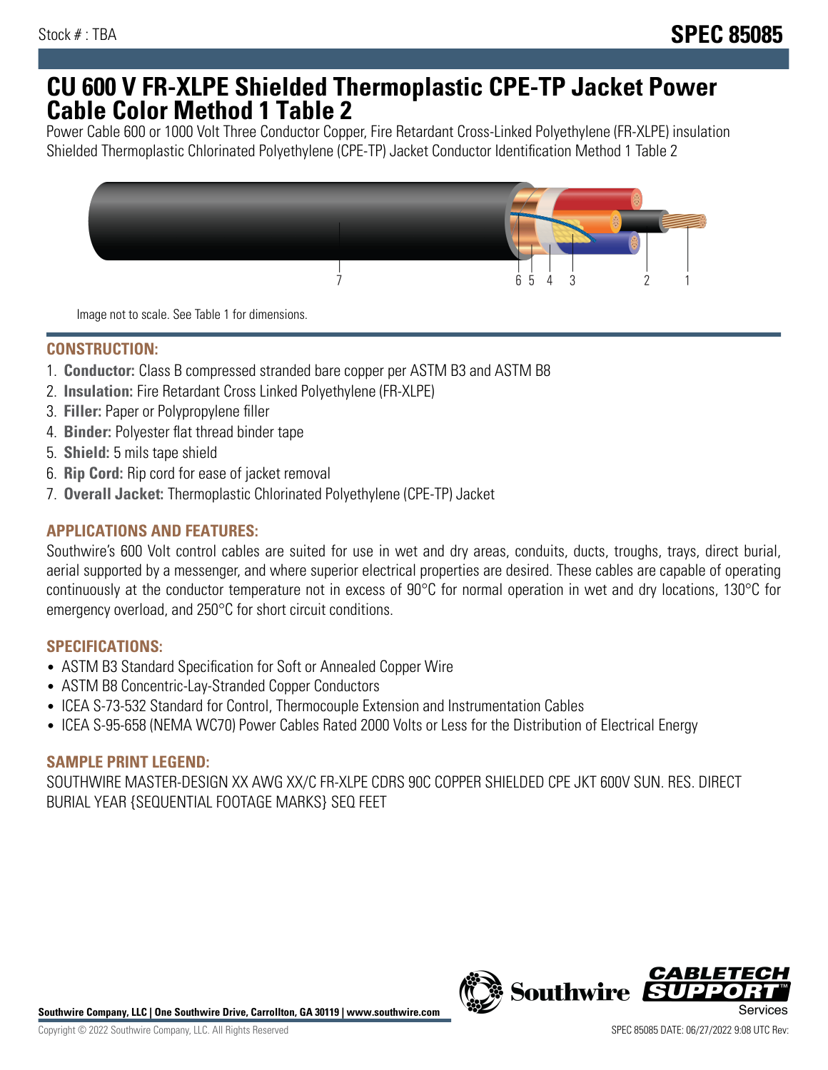Stock # : TBA

# SPEC 85085

# CU 600 V FR-XLPE Shielded Thermoplastic CPE-TP Jacket Power Cable Color Method 1 Table 2

Power Cable 600 or 1000 Volt Three Conductor Copper, Fire Retardant Cross-Linked Polyethylene (FR-XLPE) insulation Shielded Thermoplastic Chlorinated Polyethylene (CPE-TP) Jacket Conductor Identification Method 1 Table 2

Image not to scale. See Table 1 for dimensions.

## CONSTRUCTION:

1. **Conductor:** Class B compressed stranded bare copper per ASTM B3 and ASTM B8
2. **Insulation:** Fire Retardant Cross Linked Polyethylene (FR-XLPE)
3. **Filler:** Paper or Polypropylene filler
4. **Binder:** Polyester flat thread binder tape
5. **Shield:** 5 mils tape shield
6. **Rip Cord:** Rip cord for ease of jacket removal
7. **Overall Jacket:** Thermoplastic Chlorinated Polyethylene (CPE-TP) Jacket

## APPLICATIONS AND FEATURES:

Southwire's 600 Volt control cables are suited for use in wet and dry areas, conduits, ducts, troughs, trays, direct burial, aerial supported by a messenger, and where superior electrical properties are desired. These cables are capable of operating continuously at the conductor temperature not in excess of 90°C for normal operation in wet and dry locations, 130°C for emergency overload, and 250°C for short circuit conditions.

## SPECIFICATIONS:

- ASTM B3 Standard Specification for Soft or Annealed Copper Wire
- ASTM B8 Concentric-Lay-Stranded Copper Conductors
- ICEA S-73-532 Standard for Control, Thermocouple Extension and Instrumentation Cables
- ICEA S-95-658 (NEMA WC70) Power Cables Rated 2000 Volts or Less for the Distribution of Electrical Energy

## SAMPLE PRINT LEGEND:

SOUTHWIRE MASTER-DESIGN XX AWG XX/C FR-XLPE CDRS 90C COPPER SHIELDED CPE JKT 600V SUN. RES. DIRECT BURIAL YEAR {SEQUENTIAL FOOTAGE MARKS} SEQ FEET

**Southwire Company, LLC | One Southwire Drive, Carrollton, GA 30119 | www.southwire.com**

Copyright © 2022 Southwire Company, LLC. All Rights Reserved

SPEC 85085 DATE: 06/27/2022 9:08 UTC Rev: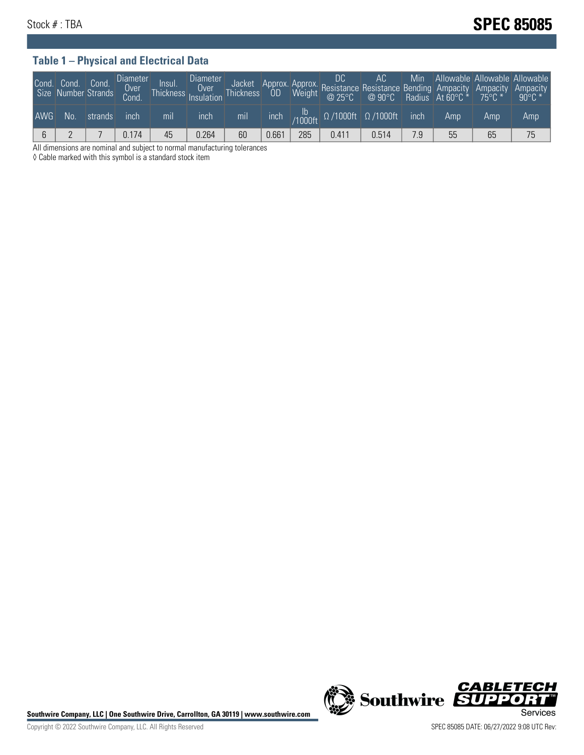### Table 1 – Physical and Electrical Data

| Cond. Size | Cond. Number | Cond. Strands | Diameter Over Cond. | Insul. Thickness | Diameter Over Insulation | Jacket Thickness | Approx. OD | Approx. Weight | DC Resistance @ 25°C | AC Resistance @ 90°C | Min Bending Radius | Allowable Ampacity At 60°C * | Allowable Ampacity 75°C * | Allowable Ampacity 90°C * |
|---|---|---|---|---|---|---|---|---|---|---|---|---|---|---|
| AWG | No. | strands | inch | mil | inch | mil | inch | lb /1000ft | Ω /1000ft | Ω /1000ft | inch | Amp | Amp | Amp |
| 6 | 2 | 7 | 0.174 | 45 | 0.264 | 60 | 0.661 | 285 | 0.411 | 0.514 | 7.9 | 55 | 65 | 75 |

All dimensions are nominal and subject to normal manufacturing tolerances

◊ Cable marked with this symbol is a standard stock item